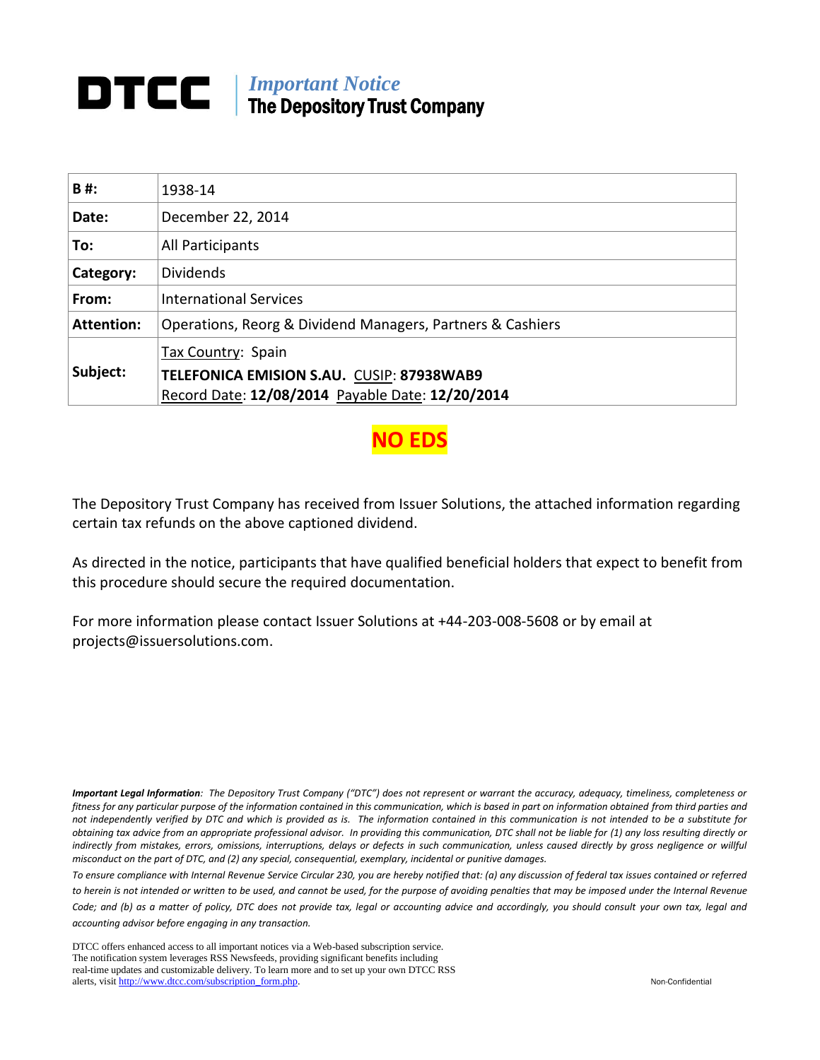# DTCC | *Important Notice* The Depository Trust Company

| **B #:** | 1938-14 |
|---|---|
| **Date:** | December 22, 2014 |
| **To:** | All Participants |
| **Category:** | Dividends |
| **From:** | International Services |
| **Attention:** | Operations, Reorg & Dividend Managers, Partners & Cashiers |
| **Subject:** | Tax Country: Spain<br>**TELEFONICA EMISION S.AU.** CUSIP: **87938WAB9**<br>Record Date: **12/08/2014** Payable Date: **12/20/2014** |

**NO EDS**

The Depository Trust Company has received from Issuer Solutions, the attached information regarding certain tax refunds on the above captioned dividend.

As directed in the notice, participants that have qualified beneficial holders that expect to benefit from this procedure should secure the required documentation.

For more information please contact Issuer Solutions at +44-203-008-5608 or by email at projects@issuersolutions.com.

***Important Legal Information****: The Depository Trust Company ("DTC") does not represent or warrant the accuracy, adequacy, timeliness, completeness or fitness for any particular purpose of the information contained in this communication, which is based in part on information obtained from third parties and not independently verified by DTC and which is provided as is. The information contained in this communication is not intended to be a substitute for obtaining tax advice from an appropriate professional advisor. In providing this communication, DTC shall not be liable for (1) any loss resulting directly or indirectly from mistakes, errors, omissions, interruptions, delays or defects in such communication, unless caused directly by gross negligence or willful misconduct on the part of DTC, and (2) any special, consequential, exemplary, incidental or punitive damages.*

*To ensure compliance with Internal Revenue Service Circular 230, you are hereby notified that: (a) any discussion of federal tax issues contained or referred to herein is not intended or written to be used, and cannot be used, for the purpose of avoiding penalties that may be imposed under the Internal Revenue Code; and (b) as a matter of policy, DTC does not provide tax, legal or accounting advice and accordingly, you should consult your own tax, legal and accounting advisor before engaging in any transaction.*

DTCC offers enhanced access to all important notices via a Web-based subscription service. The notification system leverages RSS Newsfeeds, providing significant benefits including real-time updates and customizable delivery. To learn more and to set up your own DTCC RSS alerts, visit http://www.dtcc.com/subscription_form.php.

Non-Confidential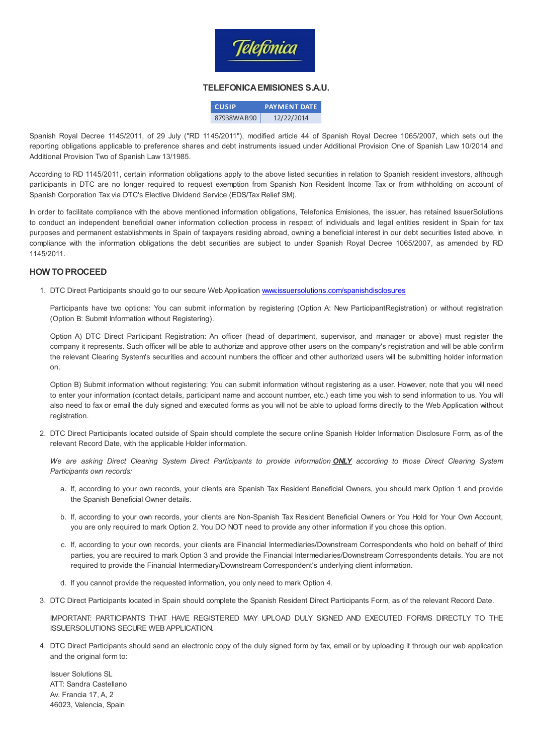**TELEFONICA EMISIONES S.A.U.**

| CUSIP | PAYMENT DATE |
|---|---|
| 87938WAB90 | 12/22/2014 |

Spanish Royal Decree 1145/2011, of 29 July ("RD 1145/2011"), modified article 44 of Spanish Royal Decree 1065/2007, which sets out the reporting obligations applicable to preference shares and debt instruments issued under Additional Provision One of Spanish Law 10/2014 and Additional Provision Two of Spanish Law 13/1985.

According to RD 1145/2011, certain information obligations apply to the above listed securities in relation to Spanish resident investors, although participants in DTC are no longer required to request exemption from Spanish Non Resident Income Tax or from withholding on account of Spanish Corporation Tax via DTC's Elective Dividend Service (EDS/Tax Relief SM).

In order to facilitate compliance with the above mentioned information obligations, Telefonica Emisiones, the issuer, has retained IssuerSolutions to conduct an independent beneficial owner information collection process in respect of individuals and legal entities resident in Spain for tax purposes and permanent establishments in Spain of taxpayers residing abroad, owning a beneficial interest in our debt securities listed above, in compliance with the information obligations the debt securities are subject to under Spanish Royal Decree 1065/2007, as amended by RD 1145/2011.

## HOW TO PROCEED

1. DTC Direct Participants should go to our secure Web Application [www.issuersolutions.com/spanishdisclosures](www.issuersolutions.com/spanishdisclosures)

   Participants have two options: You can submit information by registering (Option A: New ParticipantRegistration) or without registration (Option B: Submit Information without Registering).

   Option A) DTC Direct Participant Registration: An officer (head of department, supervisor, and manager or above) must register the company it represents. Such officer will be able to authorize and approve other users on the company's registration and will be able confirm the relevant Clearing System's securities and account numbers the officer and other authorized users will be submitting holder information on.

   Option B) Submit information without registering: You can submit information without registering as a user. However, note that you will need to enter your information (contact details, participant name and account number, etc.) each time you wish to send information to us. You will also need to fax or email the duly signed and executed forms as you will not be able to upload forms directly to the Web Application without registration.

2. DTC Direct Participants located outside of Spain should complete the secure online Spanish Holder Information Disclosure Form, as of the relevant Record Date, with the applicable Holder information.

   *We are asking Direct Clearing System Direct Participants to provide information* ***ONLY*** *according to those Direct Clearing System Participants own records:*

   a. If, according to your own records, your clients are Spanish Tax Resident Beneficial Owners, you should mark Option 1 and provide the Spanish Beneficial Owner details.

   b. If, according to your own records, your clients are Non-Spanish Tax Resident Beneficial Owners or You Hold for Your Own Account, you are only required to mark Option 2. You DO NOT need to provide any other information if you chose this option.

   c. If, according to your own records, your clients are Financial Intermediaries/Downstream Correspondents who hold on behalf of third parties, you are required to mark Option 3 and provide the Financial Intermediaries/Downstream Correspondents details. You are not required to provide the Financial Intermediary/Downstream Correspondent's underlying client information.

   d. If you cannot provide the requested information, you only need to mark Option 4.

3. DTC Direct Participants located in Spain should complete the Spanish Resident Direct Participants Form, as of the relevant Record Date.

   IMPORTANT: PARTICIPANTS THAT HAVE REGISTERED MAY UPLOAD DULY SIGNED AND EXECUTED FORMS DIRECTLY TO THE ISSUERSOLUTIONS SECURE WEB APPLICATION.

4. DTC Direct Participants should send an electronic copy of the duly signed form by fax, email or by uploading it through our web application and the original form to:

   Issuer Solutions SL
   ATT: Sandra Castellano
   Av. Francia 17, A, 2
   46023, Valencia, Spain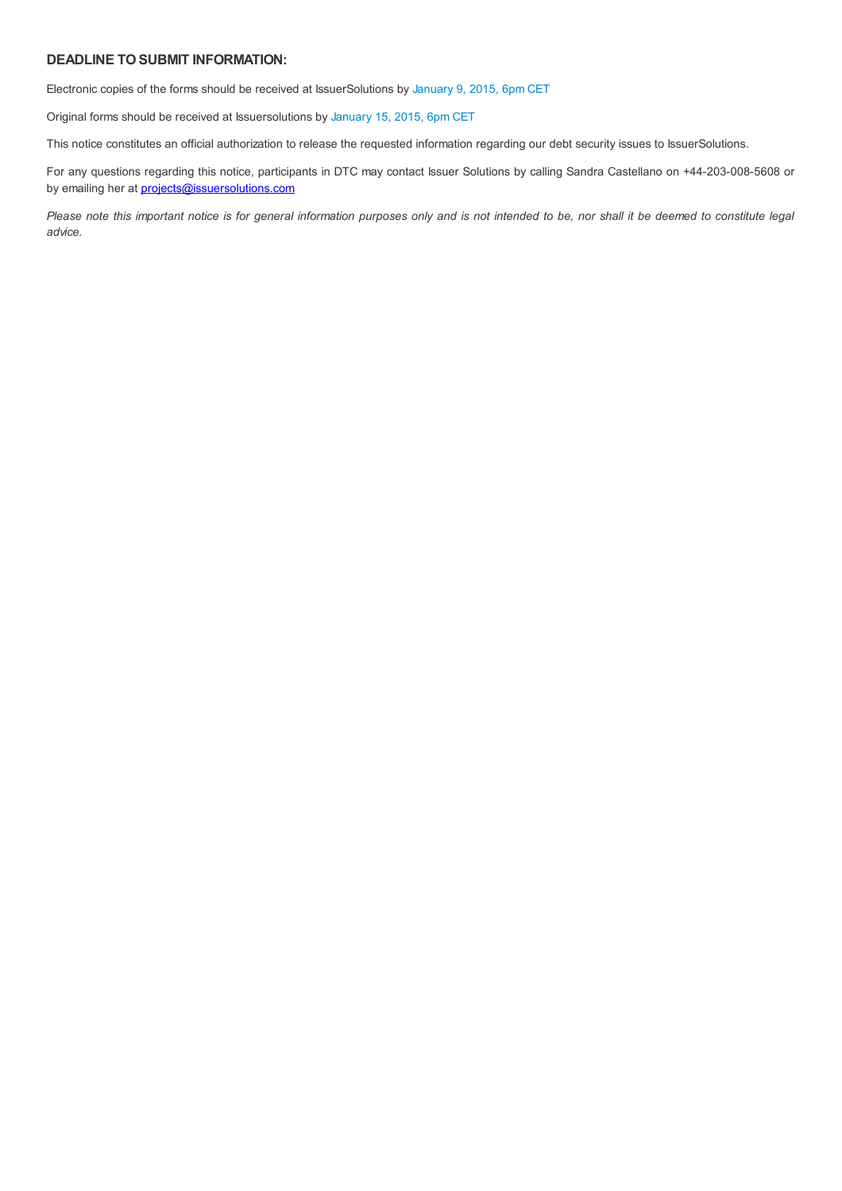### DEADLINE TO SUBMIT INFORMATION:

Electronic copies of the forms should be received at IssuerSolutions by January 9, 2015, 6pm CET

Original forms should be received at Issuersolutions by January 15, 2015, 6pm CET

This notice constitutes an official authorization to release the requested information regarding our debt security issues to IssuerSolutions.

For any questions regarding this notice, participants in DTC may contact Issuer Solutions by calling Sandra Castellano on +44-203-008-5608 or by emailing her at projects@issuersolutions.com

*Please note this important notice is for general information purposes only and is not intended to be, nor shall it be deemed to constitute legal advice.*